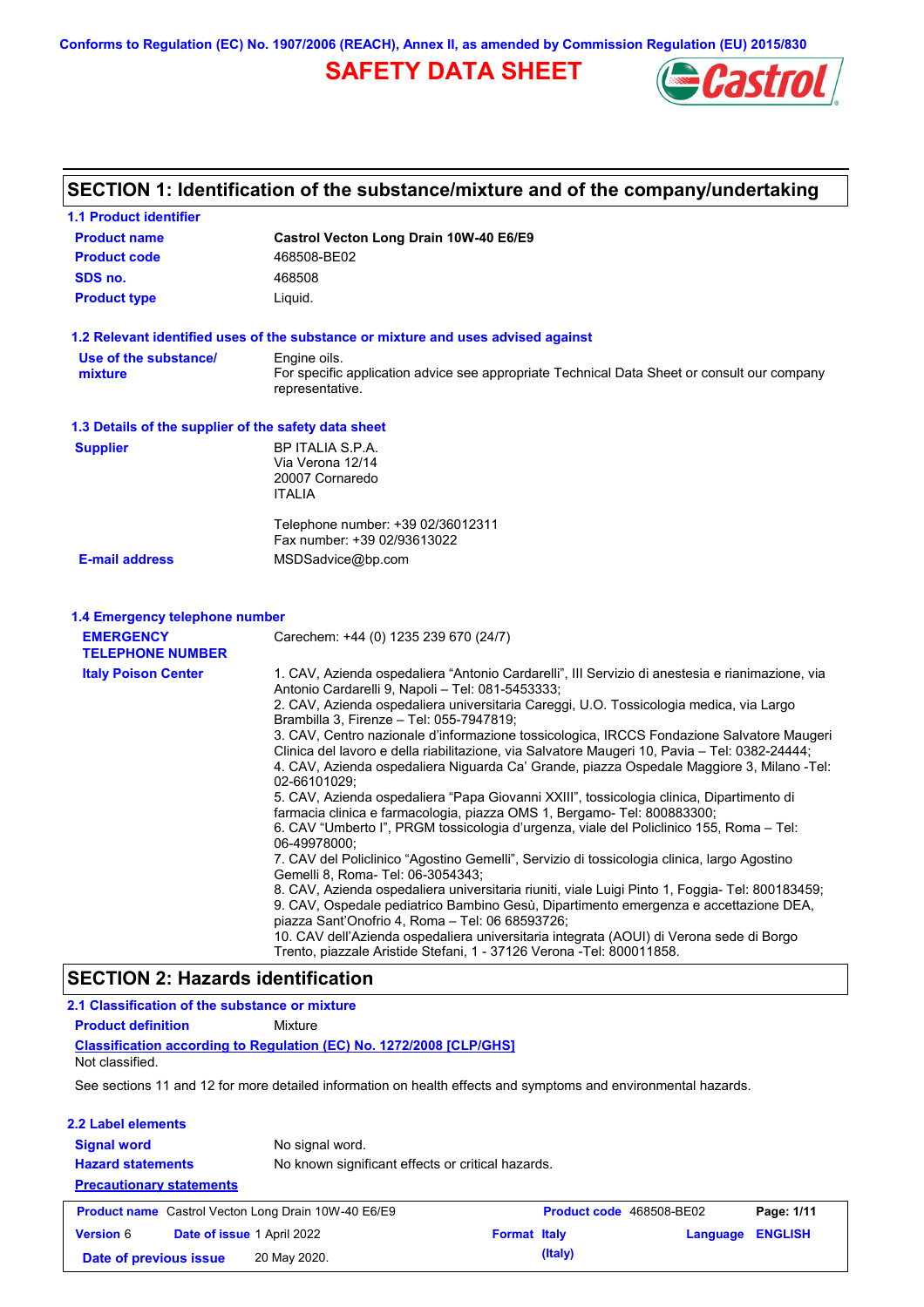Conforms to Regulation (EC) No. 1907/2006 (REACH), Annex II, as amended by Commission Regulation (EU) 2015/830

# SAFETY DATA SHEET

## SECTION 1: Identification of the substance/mixture and of the company/undertaking

### 1.1 Product identifier

| | |
|---|---|
| **Product name** | **Castrol Vecton Long Drain 10W-40 E6/E9** |
| **Product code** | 468508-BE02 |
| **SDS no.** | 468508 |
| **Product type** | Liquid. |

### 1.2 Relevant identified uses of the substance or mixture and uses advised against

**Use of the substance/ mixture**

Engine oils.
For specific application advice see appropriate Technical Data Sheet or consult our company representative.

### 1.3 Details of the supplier of the safety data sheet

**Supplier**

BP ITALIA S.P.A.
Via Verona 12/14
20007 Cornaredo
ITALIA

Telephone number: +39 02/36012311
Fax number: +39 02/93613022

**E-mail address** MSDSadvice@bp.com

### 1.4 Emergency telephone number

**EMERGENCY TELEPHONE NUMBER** Carechem: +44 (0) 1235 239 670 (24/7)

**Italy Poison Center**

1. CAV, Azienda ospedaliera "Antonio Cardarelli", III Servizio di anestesia e rianimazione, via Antonio Cardarelli 9, Napoli – Tel: 081-5453333;
2. CAV, Azienda ospedaliera universitaria Careggi, U.O. Tossicologia medica, via Largo Brambilla 3, Firenze – Tel: 055-7947819;
3. CAV, Centro nazionale d'informazione tossicologica, IRCCS Fondazione Salvatore Maugeri Clinica del lavoro e della riabilitazione, via Salvatore Maugeri 10, Pavia – Tel: 0382-24444;
4. CAV, Azienda ospedaliera Niguarda Ca' Grande, piazza Ospedale Maggiore 3, Milano -Tel: 02-66101029;
5. CAV, Azienda ospedaliera "Papa Giovanni XXIII", tossicologia clinica, Dipartimento di farmacia clinica e farmacologia, piazza OMS 1, Bergamo- Tel: 800883300;
6. CAV "Umberto I", PRGM tossicologia d'urgenza, viale del Policlinico 155, Roma – Tel: 06-49978000;
7. CAV del Policlinico "Agostino Gemelli", Servizio di tossicologia clinica, largo Agostino Gemelli 8, Roma- Tel: 06-3054343;
8. CAV, Azienda ospedaliera universitaria riuniti, viale Luigi Pinto 1, Foggia- Tel: 800183459;
9. CAV, Ospedale pediatrico Bambino Gesù, Dipartimento emergenza e accettazione DEA, piazza Sant'Onofrio 4, Roma – Tel: 06 68593726;
10. CAV dell'Azienda ospedaliera universitaria integrata (AOUI) di Verona sede di Borgo Trento, piazzale Aristide Stefani, 1 - 37126 Verona -Tel: 800011858.

## SECTION 2: Hazards identification

### 2.1 Classification of the substance or mixture

**Product definition** Mixture

**Classification according to Regulation (EC) No. 1272/2008 [CLP/GHS]**

Not classified.

See sections 11 and 12 for more detailed information on health effects and symptoms and environmental hazards.

### 2.2 Label elements

| | |
|---|---|
| **Signal word** | No signal word. |
| **Hazard statements** | No known significant effects or critical hazards. |

**Precautionary statements**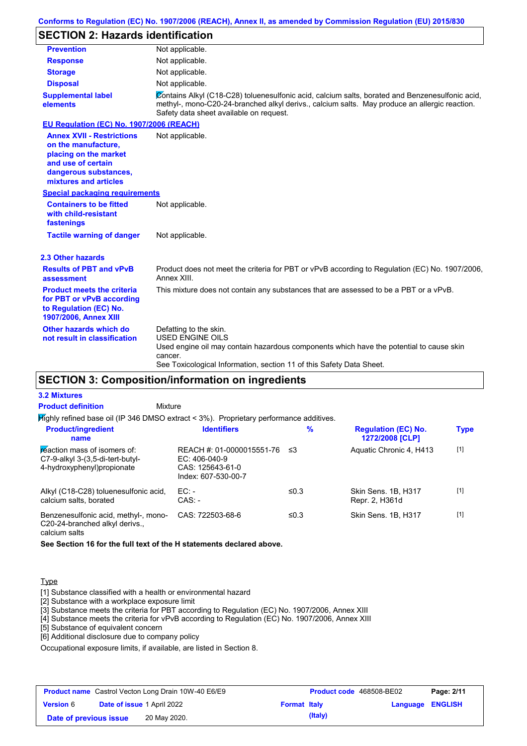Conforms to Regulation (EC) No. 1907/2006 (REACH), Annex II, as amended by Commission Regulation (EU) 2015/830

## SECTION 2: Hazards identification

| | |
|---|---|
| **Prevention** | Not applicable. |
| **Response** | Not applicable. |
| **Storage** | Not applicable. |
| **Disposal** | Not applicable. |
| **Supplemental label elements** | Contains Alkyl (C18-C28) toluenesulfonic acid, calcium salts, borated and Benzenesulfonic acid, methyl-, mono-C20-24-branched alkyl derivs., calcium salts. May produce an allergic reaction. Safety data sheet available on request. |

**EU Regulation (EC) No. 1907/2006 (REACH)**

| | |
|---|---|
| **Annex XVII - Restrictions on the manufacture, placing on the market and use of certain dangerous substances, mixtures and articles** | Not applicable. |

**Special packaging requirements**

| | |
|---|---|
| **Containers to be fitted with child-resistant fastenings** | Not applicable. |
| **Tactile warning of danger** | Not applicable. |

### 2.3 Other hazards

| | |
|---|---|
| **Results of PBT and vPvB assessment** | Product does not meet the criteria for PBT or vPvB according to Regulation (EC) No. 1907/2006, Annex XIII. |
| **Product meets the criteria for PBT or vPvB according to Regulation (EC) No. 1907/2006, Annex XIII** | This mixture does not contain any substances that are assessed to be a PBT or a vPvB. |
| **Other hazards which do not result in classification** | Defatting to the skin.<br>USED ENGINE OILS<br>Used engine oil may contain hazardous components which have the potential to cause skin cancer.<br>See Toxicological Information, section 11 of this Safety Data Sheet. |

## SECTION 3: Composition/information on ingredients

### 3.2 Mixtures

**Product definition** Mixture

Highly refined base oil (IP 346 DMSO extract < 3%). Proprietary performance additives.

| Product/ingredient name | Identifiers | % | Regulation (EC) No. 1272/2008 [CLP] | Type |
|---|---|---|---|---|
| reaction mass of isomers of: C7-9-alkyl 3-(3,5-di-tert-butyl-4-hydroxyphenyl)propionate | REACH #: 01-0000015551-76<br>EC: 406-040-9<br>CAS: 125643-61-0<br>Index: 607-530-00-7 | ≤3 | Aquatic Chronic 4, H413 | [1] |
| Alkyl (C18-C28) toluenesulfonic acid, calcium salts, borated | EC: -<br>CAS: - | ≤0.3 | Skin Sens. 1B, H317<br>Repr. 2, H361d | [1] |
| Benzenesulfonic acid, methyl-, mono-C20-24-branched alkyl derivs., calcium salts | CAS: 722503-68-6 | ≤0.3 | Skin Sens. 1B, H317 | [1] |

**See Section 16 for the full text of the H statements declared above.**

Type

[1] Substance classified with a health or environmental hazard
[2] Substance with a workplace exposure limit
[3] Substance meets the criteria for PBT according to Regulation (EC) No. 1907/2006, Annex XIII
[4] Substance meets the criteria for vPvB according to Regulation (EC) No. 1907/2006, Annex XIII
[5] Substance of equivalent concern
[6] Additional disclosure due to company policy

Occupational exposure limits, if available, are listed in Section 8.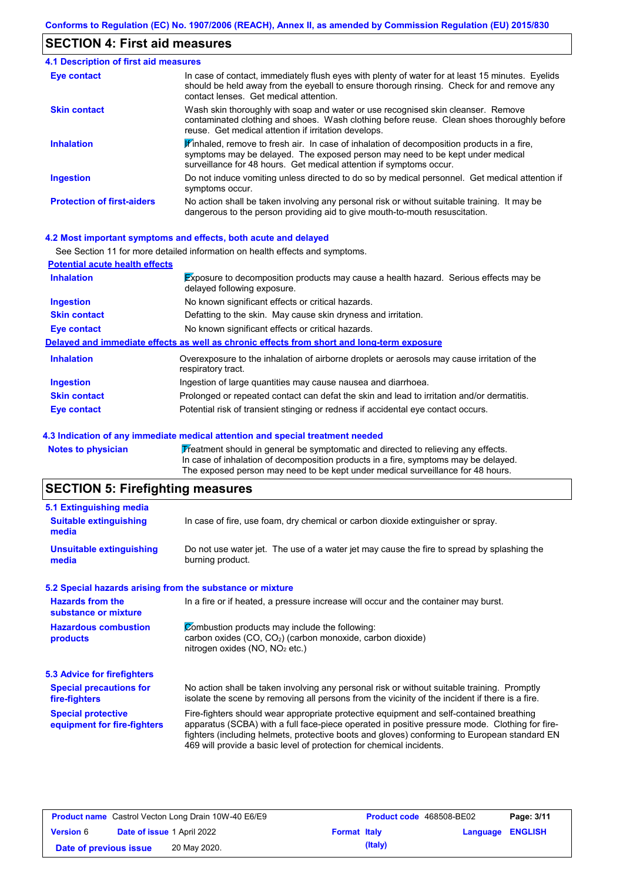Conforms to Regulation (EC) No. 1907/2006 (REACH), Annex II, as amended by Commission Regulation (EU) 2015/830

## SECTION 4: First aid measures

### 4.1 Description of first aid measures

| | |
|---|---|
| **Eye contact** | In case of contact, immediately flush eyes with plenty of water for at least 15 minutes. Eyelids should be held away from the eyeball to ensure thorough rinsing. Check for and remove any contact lenses. Get medical attention. |
| **Skin contact** | Wash skin thoroughly with soap and water or use recognised skin cleanser. Remove contaminated clothing and shoes. Wash clothing before reuse. Clean shoes thoroughly before reuse. Get medical attention if irritation develops. |
| **Inhalation** | If inhaled, remove to fresh air. In case of inhalation of decomposition products in a fire, symptoms may be delayed. The exposed person may need to be kept under medical surveillance for 48 hours. Get medical attention if symptoms occur. |
| **Ingestion** | Do not induce vomiting unless directed to do so by medical personnel. Get medical attention if symptoms occur. |
| **Protection of first-aiders** | No action shall be taken involving any personal risk or without suitable training. It may be dangerous to the person providing aid to give mouth-to-mouth resuscitation. |

### 4.2 Most important symptoms and effects, both acute and delayed

See Section 11 for more detailed information on health effects and symptoms.

**Potential acute health effects**

| | |
|---|---|
| **Inhalation** | Exposure to decomposition products may cause a health hazard. Serious effects may be delayed following exposure. |
| **Ingestion** | No known significant effects or critical hazards. |
| **Skin contact** | Defatting to the skin. May cause skin dryness and irritation. |
| **Eye contact** | No known significant effects or critical hazards. |

**Delayed and immediate effects as well as chronic effects from short and long-term exposure**

| | |
|---|---|
| **Inhalation** | Overexposure to the inhalation of airborne droplets or aerosols may cause irritation of the respiratory tract. |
| **Ingestion** | Ingestion of large quantities may cause nausea and diarrhoea. |
| **Skin contact** | Prolonged or repeated contact can defat the skin and lead to irritation and/or dermatitis. |
| **Eye contact** | Potential risk of transient stinging or redness if accidental eye contact occurs. |

### 4.3 Indication of any immediate medical attention and special treatment needed

| | |
|---|---|
| **Notes to physician** | Treatment should in general be symptomatic and directed to relieving any effects. In case of inhalation of decomposition products in a fire, symptoms may be delayed. The exposed person may need to be kept under medical surveillance for 48 hours. |

## SECTION 5: Firefighting measures

### 5.1 Extinguishing media

| | |
|---|---|
| **Suitable extinguishing media** | In case of fire, use foam, dry chemical or carbon dioxide extinguisher or spray. |
| **Unsuitable extinguishing media** | Do not use water jet. The use of a water jet may cause the fire to spread by splashing the burning product. |

### 5.2 Special hazards arising from the substance or mixture

| | |
|---|---|
| **Hazards from the substance or mixture** | In a fire or if heated, a pressure increase will occur and the container may burst. |
| **Hazardous combustion products** | Combustion products may include the following: carbon oxides (CO, $CO_2$) (carbon monoxide, carbon dioxide) nitrogen oxides (NO, $NO_2$ etc.) |

### 5.3 Advice for firefighters

| | |
|---|---|
| **Special precautions for fire-fighters** | No action shall be taken involving any personal risk or without suitable training. Promptly isolate the scene by removing all persons from the vicinity of the incident if there is a fire. |
| **Special protective equipment for fire-fighters** | Fire-fighters should wear appropriate protective equipment and self-contained breathing apparatus (SCBA) with a full face-piece operated in positive pressure mode. Clothing for fire-fighters (including helmets, protective boots and gloves) conforming to European standard EN 469 will provide a basic level of protection for chemical incidents. |

| | | | |
|---|---|---|---|
| **Product name** Castrol Vecton Long Drain 10W-40 E6/E9 | | **Product code** 468508-BE02 | |
| **Version** 6 | **Date of issue** 1 April 2022 | **Format** Italy (Italy) | **Language** ENGLISH |
| **Date of previous issue** | 20 May 2020. | | |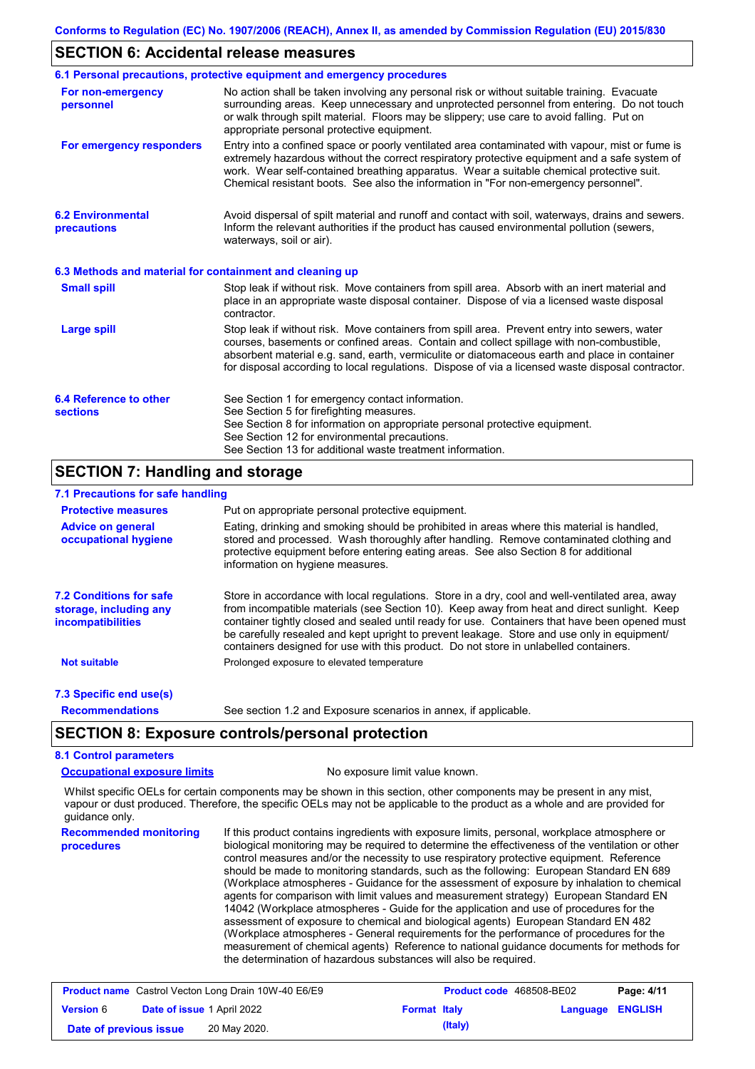## SECTION 6: Accidental release measures

### 6.1 Personal precautions, protective equipment and emergency procedures

**For non-emergency personnel**

No action shall be taken involving any personal risk or without suitable training. Evacuate surrounding areas. Keep unnecessary and unprotected personnel from entering. Do not touch or walk through spilt material. Floors may be slippery; use care to avoid falling. Put on appropriate personal protective equipment.

**For emergency responders**

Entry into a confined space or poorly ventilated area contaminated with vapour, mist or fume is extremely hazardous without the correct respiratory protective equipment and a safe system of work. Wear self-contained breathing apparatus. Wear a suitable chemical protective suit. Chemical resistant boots. See also the information in "For non-emergency personnel".

### 6.2 Environmental precautions

Avoid dispersal of spilt material and runoff and contact with soil, waterways, drains and sewers. Inform the relevant authorities if the product has caused environmental pollution (sewers, waterways, soil or air).

### 6.3 Methods and material for containment and cleaning up

**Small spill**

Stop leak if without risk. Move containers from spill area. Absorb with an inert material and place in an appropriate waste disposal container. Dispose of via a licensed waste disposal contractor.

**Large spill**

Stop leak if without risk. Move containers from spill area. Prevent entry into sewers, water courses, basements or confined areas. Contain and collect spillage with non-combustible, absorbent material e.g. sand, earth, vermiculite or diatomaceous earth and place in container for disposal according to local regulations. Dispose of via a licensed waste disposal contractor.

### 6.4 Reference to other sections

See Section 1 for emergency contact information.
See Section 5 for firefighting measures.
See Section 8 for information on appropriate personal protective equipment.
See Section 12 for environmental precautions.
See Section 13 for additional waste treatment information.

## SECTION 7: Handling and storage

### 7.1 Precautions for safe handling

**Protective measures**

Put on appropriate personal protective equipment.

**Advice on general occupational hygiene**

Eating, drinking and smoking should be prohibited in areas where this material is handled, stored and processed. Wash thoroughly after handling. Remove contaminated clothing and protective equipment before entering eating areas. See also Section 8 for additional information on hygiene measures.

### 7.2 Conditions for safe storage, including any incompatibilities

Store in accordance with local regulations. Store in a dry, cool and well-ventilated area, away from incompatible materials (see Section 10). Keep away from heat and direct sunlight. Keep container tightly closed and sealed until ready for use. Containers that have been opened must be carefully resealed and kept upright to prevent leakage. Store and use only in equipment/ containers designed for use with this product. Do not store in unlabelled containers.

**Not suitable**

Prolonged exposure to elevated temperature

### 7.3 Specific end use(s)

**Recommendations**

See section 1.2 and Exposure scenarios in annex, if applicable.

## SECTION 8: Exposure controls/personal protection

### 8.1 Control parameters

**Occupational exposure limits**

No exposure limit value known.

Whilst specific OELs for certain components may be shown in this section, other components may be present in any mist, vapour or dust produced. Therefore, the specific OELs may not be applicable to the product as a whole and are provided for guidance only.

**Recommended monitoring procedures**

If this product contains ingredients with exposure limits, personal, workplace atmosphere or biological monitoring may be required to determine the effectiveness of the ventilation or other control measures and/or the necessity to use respiratory protective equipment. Reference should be made to monitoring standards, such as the following: European Standard EN 689 (Workplace atmospheres - Guidance for the assessment of exposure by inhalation to chemical agents for comparison with limit values and measurement strategy) European Standard EN 14042 (Workplace atmospheres - Guide for the application and use of procedures for the assessment of exposure to chemical and biological agents) European Standard EN 482 (Workplace atmospheres - General requirements for the performance of procedures for the measurement of chemical agents) Reference to national guidance documents for methods for the determination of hazardous substances will also be required.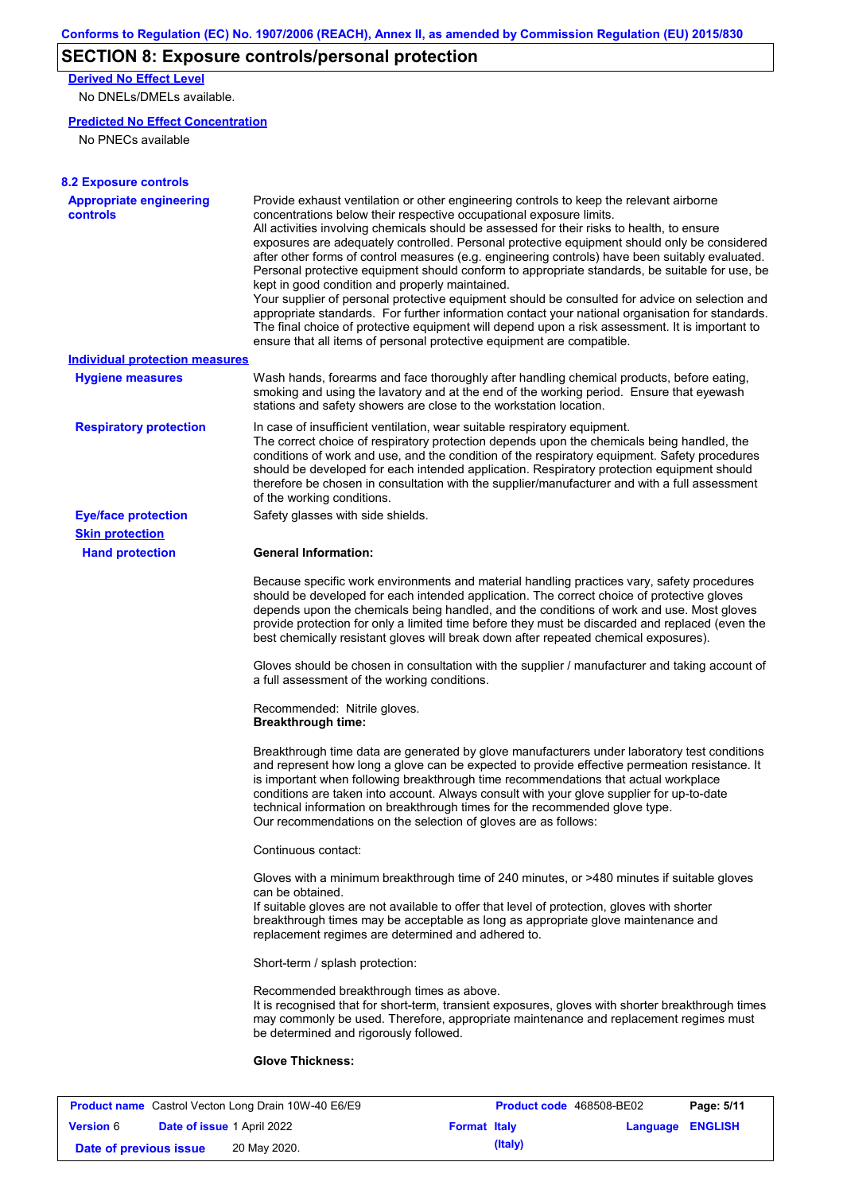## SECTION 8: Exposure controls/personal protection

**Derived No Effect Level**

No DNELs/DMELs available.

**Predicted No Effect Concentration**

No PNECs available

### 8.2 Exposure controls

**Appropriate engineering controls**

Provide exhaust ventilation or other engineering controls to keep the relevant airborne concentrations below their respective occupational exposure limits.
All activities involving chemicals should be assessed for their risks to health, to ensure exposures are adequately controlled. Personal protective equipment should only be considered after other forms of control measures (e.g. engineering controls) have been suitably evaluated. Personal protective equipment should conform to appropriate standards, be suitable for use, be kept in good condition and properly maintained.
Your supplier of personal protective equipment should be consulted for advice on selection and appropriate standards. For further information contact your national organisation for standards. The final choice of protective equipment will depend upon a risk assessment. It is important to ensure that all items of personal protective equipment are compatible.

**Individual protection measures**

**Hygiene measures**

Wash hands, forearms and face thoroughly after handling chemical products, before eating, smoking and using the lavatory and at the end of the working period. Ensure that eyewash stations and safety showers are close to the workstation location.

**Respiratory protection**

In case of insufficient ventilation, wear suitable respiratory equipment.
The correct choice of respiratory protection depends upon the chemicals being handled, the conditions of work and use, and the condition of the respiratory equipment. Safety procedures should be developed for each intended application. Respiratory protection equipment should therefore be chosen in consultation with the supplier/manufacturer and with a full assessment of the working conditions.

**Eye/face protection**

Safety glasses with side shields.

**Skin protection**

**Hand protection**

**General Information:**

Because specific work environments and material handling practices vary, safety procedures should be developed for each intended application. The correct choice of protective gloves depends upon the chemicals being handled, and the conditions of work and use. Most gloves provide protection for only a limited time before they must be discarded and replaced (even the best chemically resistant gloves will break down after repeated chemical exposures).

Gloves should be chosen in consultation with the supplier / manufacturer and taking account of a full assessment of the working conditions.

Recommended: Nitrile gloves.
**Breakthrough time:**

Breakthrough time data are generated by glove manufacturers under laboratory test conditions and represent how long a glove can be expected to provide effective permeation resistance. It is important when following breakthrough time recommendations that actual workplace conditions are taken into account. Always consult with your glove supplier for up-to-date technical information on breakthrough times for the recommended glove type.
Our recommendations on the selection of gloves are as follows:

Continuous contact:

Gloves with a minimum breakthrough time of 240 minutes, or >480 minutes if suitable gloves can be obtained.
If suitable gloves are not available to offer that level of protection, gloves with shorter breakthrough times may be acceptable as long as appropriate glove maintenance and replacement regimes are determined and adhered to.

Short-term / splash protection:

Recommended breakthrough times as above.
It is recognised that for short-term, transient exposures, gloves with shorter breakthrough times may commonly be used. Therefore, appropriate maintenance and replacement regimes must be determined and rigorously followed.

**Glove Thickness:**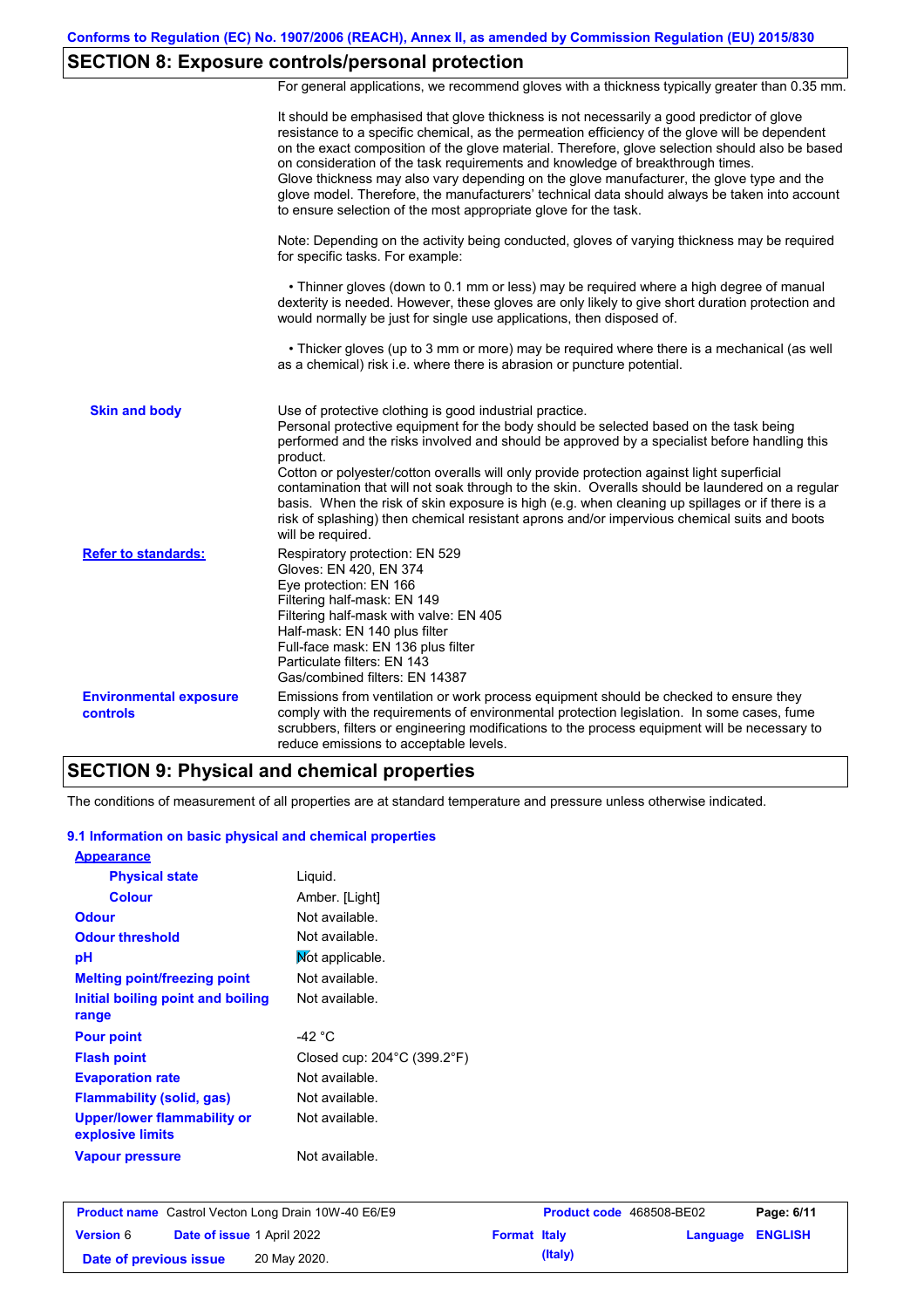## SECTION 8: Exposure controls/personal protection

For general applications, we recommend gloves with a thickness typically greater than 0.35 mm.

It should be emphasised that glove thickness is not necessarily a good predictor of glove resistance to a specific chemical, as the permeation efficiency of the glove will be dependent on the exact composition of the glove material. Therefore, glove selection should also be based on consideration of the task requirements and knowledge of breakthrough times.
Glove thickness may also vary depending on the glove manufacturer, the glove type and the glove model. Therefore, the manufacturers' technical data should always be taken into account to ensure selection of the most appropriate glove for the task.

Note: Depending on the activity being conducted, gloves of varying thickness may be required for specific tasks. For example:

- Thinner gloves (down to 0.1 mm or less) may be required where a high degree of manual dexterity is needed. However, these gloves are only likely to give short duration protection and would normally be just for single use applications, then disposed of.

- Thicker gloves (up to 3 mm or more) may be required where there is a mechanical (as well as a chemical) risk i.e. where there is abrasion or puncture potential.

**Skin and body**

Use of protective clothing is good industrial practice.
Personal protective equipment for the body should be selected based on the task being performed and the risks involved and should be approved by a specialist before handling this product.
Cotton or polyester/cotton overalls will only provide protection against light superficial contamination that will not soak through to the skin. Overalls should be laundered on a regular basis. When the risk of skin exposure is high (e.g. when cleaning up spillages or if there is a risk of splashing) then chemical resistant aprons and/or impervious chemical suits and boots will be required.

**Refer to standards:**

Respiratory protection: EN 529
Gloves: EN 420, EN 374
Eye protection: EN 166
Filtering half-mask: EN 149
Filtering half-mask with valve: EN 405
Half-mask: EN 140 plus filter
Full-face mask: EN 136 plus filter
Particulate filters: EN 143
Gas/combined filters: EN 14387

**Environmental exposure controls**

Emissions from ventilation or work process equipment should be checked to ensure they comply with the requirements of environmental protection legislation. In some cases, fume scrubbers, filters or engineering modifications to the process equipment will be necessary to reduce emissions to acceptable levels.

## SECTION 9: Physical and chemical properties

The conditions of measurement of all properties are at standard temperature and pressure unless otherwise indicated.

### 9.1 Information on basic physical and chemical properties

**Appearance**

| Property | Value |
|---|---|
| Physical state | Liquid. |
| Colour | Amber. [Light] |
| Odour | Not available. |
| Odour threshold | Not available. |
| pH | Not applicable. |
| Melting point/freezing point | Not available. |
| Initial boiling point and boiling range | Not available. |
| Pour point | -42 °C |
| Flash point | Closed cup: 204°C (399.2°F) |
| Evaporation rate | Not available. |
| Flammability (solid, gas) | Not available. |
| Upper/lower flammability or explosive limits | Not available. |
| Vapour pressure | Not available. |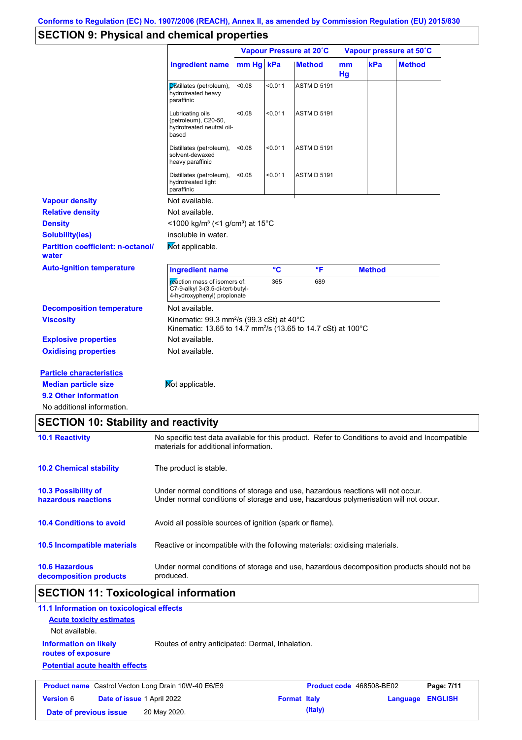Conforms to Regulation (EC) No. 1907/2006 (REACH), Annex II, as amended by Commission Regulation (EU) 2015/830

## SECTION 9: Physical and chemical properties

| Ingredient name | Vapour Pressure at 20˚C | | | Vapour pressure at 50˚C | | |
|---|---|---|---|---|---|---|
| | mm Hg | kPa | Method | mm Hg | kPa | Method |
| Distillates (petroleum), hydrotreated heavy paraffinic | <0.08 | <0.011 | ASTM D 5191 | | | |
| Lubricating oils (petroleum), C20-50, hydrotreated neutral oil-based | <0.08 | <0.011 | ASTM D 5191 | | | |
| Distillates (petroleum), solvent-dewaxed heavy paraffinic | <0.08 | <0.011 | ASTM D 5191 | | | |
| Distillates (petroleum), hydrotreated light paraffinic | <0.08 | <0.011 | ASTM D 5191 | | | |

**Vapour density**: Not available.

**Relative density**: Not available.

**Density**: <1000 kg/m³ (<1 g/cm³) at 15°C

**Solubility(ies)**: insoluble in water.

**Partition coefficient: n-octanol/ water**: Not applicable.

**Auto-ignition temperature**

| Ingredient name | °C | °F | Method |
|---|---|---|---|
| reaction mass of isomers of: C7-9-alkyl 3-(3,5-di-tert-butyl-4-hydroxyphenyl) propionate | 365 | 689 | |

**Decomposition temperature**: Not available.

**Viscosity**: Kinematic: 99.3 mm²/s (99.3 cSt) at 40°C
Kinematic: 13.65 to 14.7 mm²/s (13.65 to 14.7 cSt) at 100°C

**Explosive properties**: Not available.

**Oxidising properties**: Not available.

**Particle characteristics**

**Median particle size**: Not applicable.

**9.2 Other information**

No additional information.

## SECTION 10: Stability and reactivity

**10.1 Reactivity**: No specific test data available for this product. Refer to Conditions to avoid and Incompatible materials for additional information.

**10.2 Chemical stability**: The product is stable.

**10.3 Possibility of hazardous reactions**: Under normal conditions of storage and use, hazardous reactions will not occur.
Under normal conditions of storage and use, hazardous polymerisation will not occur.

**10.4 Conditions to avoid**: Avoid all possible sources of ignition (spark or flame).

**10.5 Incompatible materials**: Reactive or incompatible with the following materials: oxidising materials.

**10.6 Hazardous decomposition products**: Under normal conditions of storage and use, hazardous decomposition products should not be produced.

## SECTION 11: Toxicological information

**11.1 Information on toxicological effects**

**Acute toxicity estimates**

Not available.

**Information on likely routes of exposure**: Routes of entry anticipated: Dermal, Inhalation.

**Potential acute health effects**

| **Product name** Castrol Vecton Long Drain 10W-40 E6/E9 | **Product code** 468508-BE02 | **Page:** 7/11 |
|---|---|---|
| **Version** 6 **Date of issue** 1 April 2022 | **Format** Italy (Italy) | **Language** ENGLISH |
| **Date of previous issue** 20 May 2020. | | |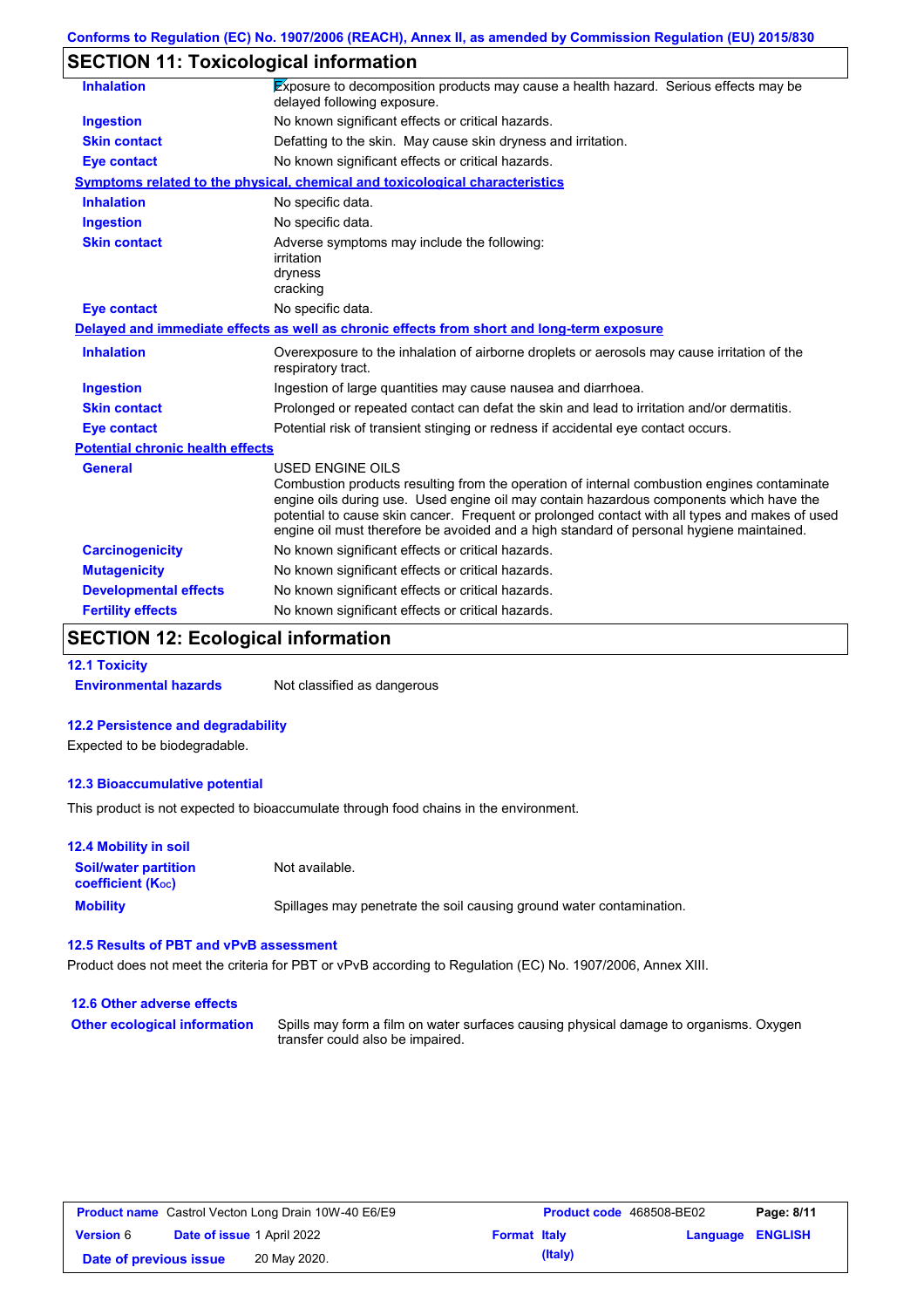## SECTION 11: Toxicological information

| | |
|---|---|
| **Inhalation** | Exposure to decomposition products may cause a health hazard. Serious effects may be delayed following exposure. |
| **Ingestion** | No known significant effects or critical hazards. |
| **Skin contact** | Defatting to the skin. May cause skin dryness and irritation. |
| **Eye contact** | No known significant effects or critical hazards. |

**Symptoms related to the physical, chemical and toxicological characteristics**

| | |
|---|---|
| **Inhalation** | No specific data. |
| **Ingestion** | No specific data. |
| **Skin contact** | Adverse symptoms may include the following: irritation dryness cracking |
| **Eye contact** | No specific data. |

**Delayed and immediate effects as well as chronic effects from short and long-term exposure**

| | |
|---|---|
| **Inhalation** | Overexposure to the inhalation of airborne droplets or aerosols may cause irritation of the respiratory tract. |
| **Ingestion** | Ingestion of large quantities may cause nausea and diarrhoea. |
| **Skin contact** | Prolonged or repeated contact can defat the skin and lead to irritation and/or dermatitis. |
| **Eye contact** | Potential risk of transient stinging or redness if accidental eye contact occurs. |

**Potential chronic health effects**

| | |
|---|---|
| **General** | USED ENGINE OILS<br>Combustion products resulting from the operation of internal combustion engines contaminate engine oils during use. Used engine oil may contain hazardous components which have the potential to cause skin cancer. Frequent or prolonged contact with all types and makes of used engine oil must therefore be avoided and a high standard of personal hygiene maintained. |
| **Carcinogenicity** | No known significant effects or critical hazards. |
| **Mutagenicity** | No known significant effects or critical hazards. |
| **Developmental effects** | No known significant effects or critical hazards. |
| **Fertility effects** | No known significant effects or critical hazards. |

## SECTION 12: Ecological information

### 12.1 Toxicity

**Environmental hazards** Not classified as dangerous

### 12.2 Persistence and degradability

Expected to be biodegradable.

### 12.3 Bioaccumulative potential

This product is not expected to bioaccumulate through food chains in the environment.

### 12.4 Mobility in soil

| | |
|---|---|
| **Soil/water partition coefficient ($K_{OC}$)** | Not available. |
| **Mobility** | Spillages may penetrate the soil causing ground water contamination. |

### 12.5 Results of PBT and vPvB assessment

Product does not meet the criteria for PBT or vPvB according to Regulation (EC) No. 1907/2006, Annex XIII.

### 12.6 Other adverse effects

**Other ecological information** Spills may form a film on water surfaces causing physical damage to organisms. Oxygen transfer could also be impaired.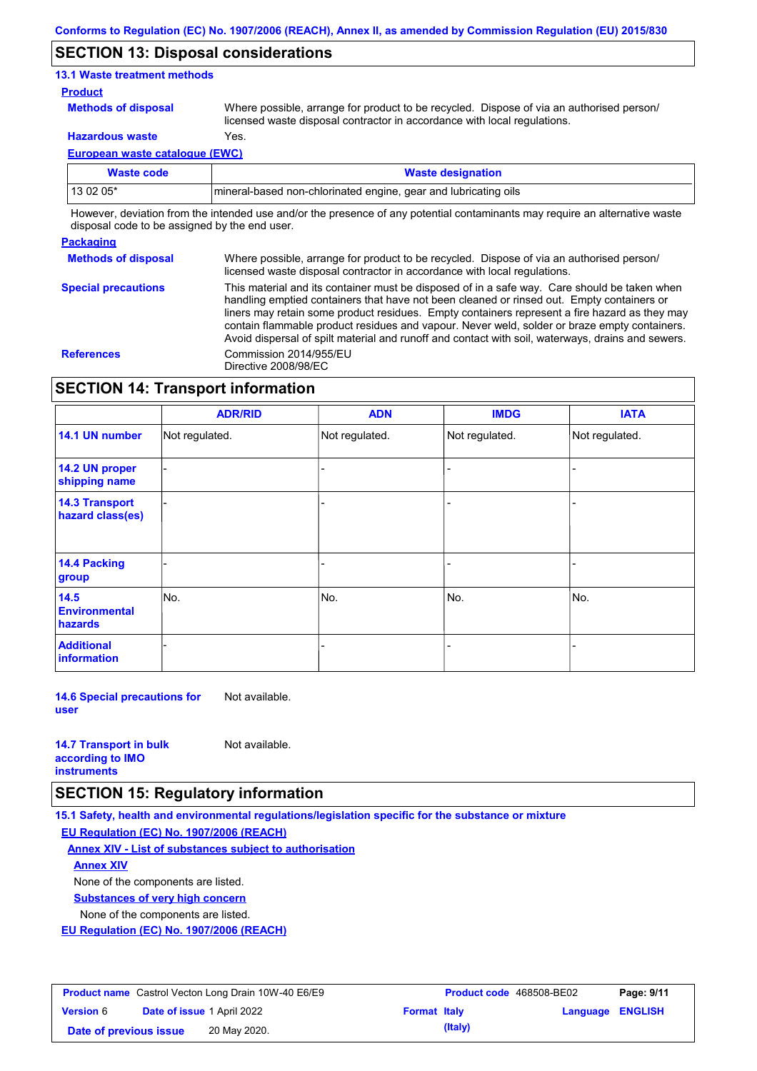## SECTION 13: Disposal considerations

### 13.1 Waste treatment methods

**Product**

**Methods of disposal** Where possible, arrange for product to be recycled. Dispose of via an authorised person/ licensed waste disposal contractor in accordance with local regulations.

**Hazardous waste** Yes.

**European waste catalogue (EWC)**

| Waste code | Waste designation |
|---|---|
| 13 02 05* | mineral-based non-chlorinated engine, gear and lubricating oils |

However, deviation from the intended use and/or the presence of any potential contaminants may require an alternative waste disposal code to be assigned by the end user.

**Packaging**

**Methods of disposal** Where possible, arrange for product to be recycled. Dispose of via an authorised person/ licensed waste disposal contractor in accordance with local regulations.

**Special precautions** This material and its container must be disposed of in a safe way. Care should be taken when handling emptied containers that have not been cleaned or rinsed out. Empty containers or liners may retain some product residues. Empty containers represent a fire hazard as they may contain flammable product residues and vapour. Never weld, solder or braze empty containers. Avoid dispersal of spilt material and runoff and contact with soil, waterways, drains and sewers.

**References** Commission 2014/955/EU
Directive 2008/98/EC

## SECTION 14: Transport information

| | ADR/RID | ADN | IMDG | IATA |
|---|---|---|---|---|
| 14.1 UN number | Not regulated. | Not regulated. | Not regulated. | Not regulated. |
| 14.2 UN proper shipping name | - | - | - | - |
| 14.3 Transport hazard class(es) | - | - | - | - |
| 14.4 Packing group | - | - | - | - |
| 14.5 Environmental hazards | No. | No. | No. | No. |
| Additional information | - | - | - | - |

**14.6 Special precautions for user** Not available.

**14.7 Transport in bulk according to IMO instruments** Not available.

## SECTION 15: Regulatory information

### 15.1 Safety, health and environmental regulations/legislation specific for the substance or mixture

**EU Regulation (EC) No. 1907/2006 (REACH)**

**Annex XIV - List of substances subject to authorisation**

**Annex XIV**

None of the components are listed.

**Substances of very high concern**

None of the components are listed.

**EU Regulation (EC) No. 1907/2006 (REACH)**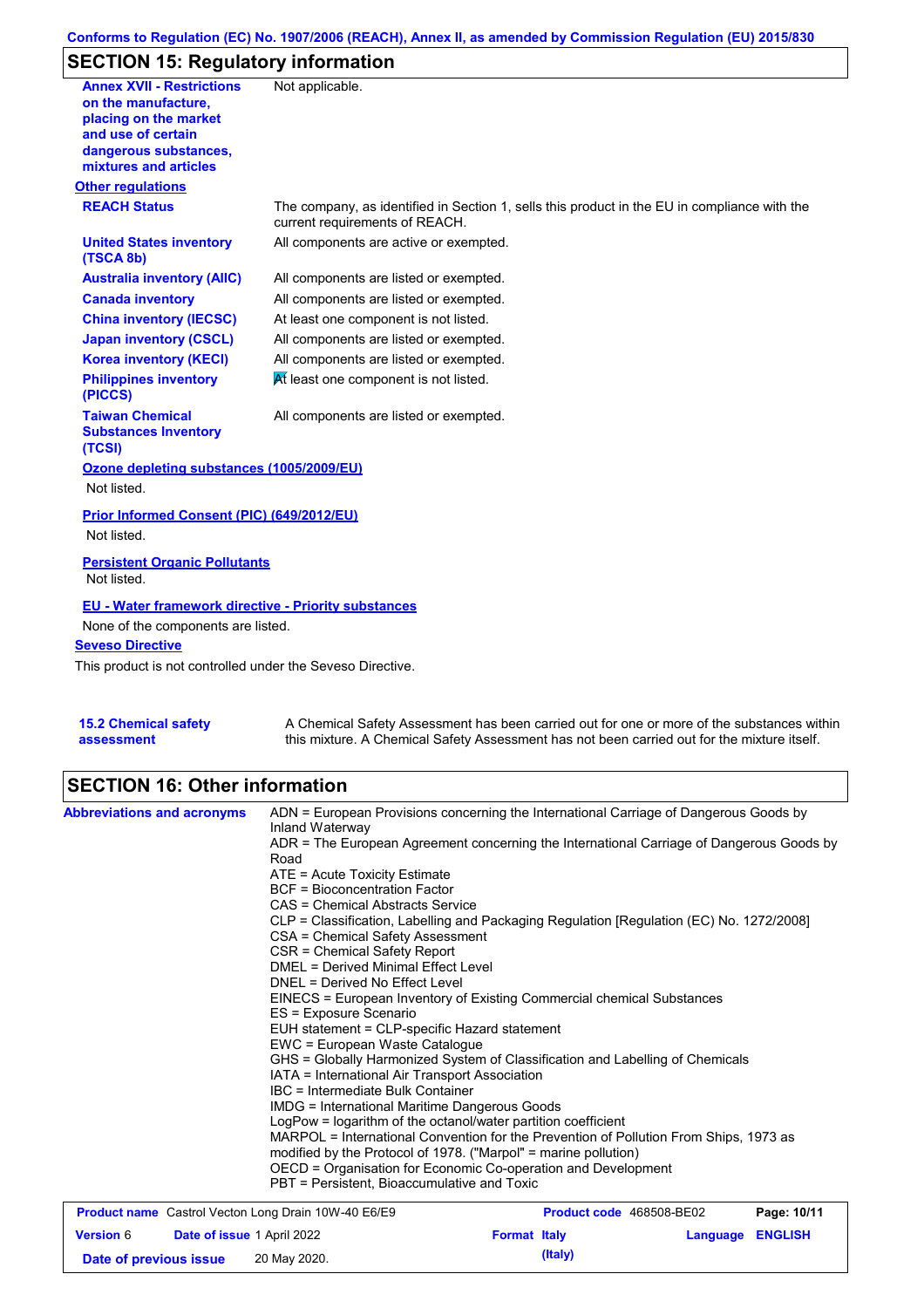Conforms to Regulation (EC) No. 1907/2006 (REACH), Annex II, as amended by Commission Regulation (EU) 2015/830

## SECTION 15: Regulatory information

**Annex XVII - Restrictions on the manufacture, placing on the market and use of certain dangerous substances, mixtures and articles**: Not applicable.

**Other regulations**

| | |
|---|---|
| **REACH Status** | The company, as identified in Section 1, sells this product in the EU in compliance with the current requirements of REACH. |
| **United States inventory (TSCA 8b)** | All components are active or exempted. |
| **Australia inventory (AIIC)** | All components are listed or exempted. |
| **Canada inventory** | All components are listed or exempted. |
| **China inventory (IECSC)** | At least one component is not listed. |
| **Japan inventory (CSCL)** | All components are listed or exempted. |
| **Korea inventory (KECI)** | All components are listed or exempted. |
| **Philippines inventory (PICCS)** | At least one component is not listed. |
| **Taiwan Chemical Substances Inventory (TCSI)** | All components are listed or exempted. |

**Ozone depleting substances (1005/2009/EU)**

Not listed.

**Prior Informed Consent (PIC) (649/2012/EU)**

Not listed.

**Persistent Organic Pollutants**

Not listed.

**EU - Water framework directive - Priority substances**

None of the components are listed.

**Seveso Directive**

This product is not controlled under the Seveso Directive.

**15.2 Chemical safety assessment**: A Chemical Safety Assessment has been carried out for one or more of the substances within this mixture. A Chemical Safety Assessment has not been carried out for the mixture itself.

## SECTION 16: Other information

**Abbreviations and acronyms**

ADN = European Provisions concerning the International Carriage of Dangerous Goods by Inland Waterway
ADR = The European Agreement concerning the International Carriage of Dangerous Goods by Road
ATE = Acute Toxicity Estimate
BCF = Bioconcentration Factor
CAS = Chemical Abstracts Service
CLP = Classification, Labelling and Packaging Regulation [Regulation (EC) No. 1272/2008]
CSA = Chemical Safety Assessment
CSR = Chemical Safety Report
DMEL = Derived Minimal Effect Level
DNEL = Derived No Effect Level
EINECS = European Inventory of Existing Commercial chemical Substances
ES = Exposure Scenario
EUH statement = CLP-specific Hazard statement
EWC = European Waste Catalogue
GHS = Globally Harmonized System of Classification and Labelling of Chemicals
IATA = International Air Transport Association
IBC = Intermediate Bulk Container
IMDG = International Maritime Dangerous Goods
LogPow = logarithm of the octanol/water partition coefficient
MARPOL = International Convention for the Prevention of Pollution From Ships, 1973 as modified by the Protocol of 1978. ("Marpol" = marine pollution)
OECD = Organisation for Economic Co-operation and Development
PBT = Persistent, Bioaccumulative and Toxic

| | | | |
|---|---|---|---|
| **Product name** Castrol Vecton Long Drain 10W-40 E6/E9 | | **Product code** 468508-BE02 | |
| **Version** 6 | **Date of issue** 1 April 2022 | **Format** Italy (Italy) | **Language** ENGLISH |
| **Date of previous issue** 20 May 2020. | | | |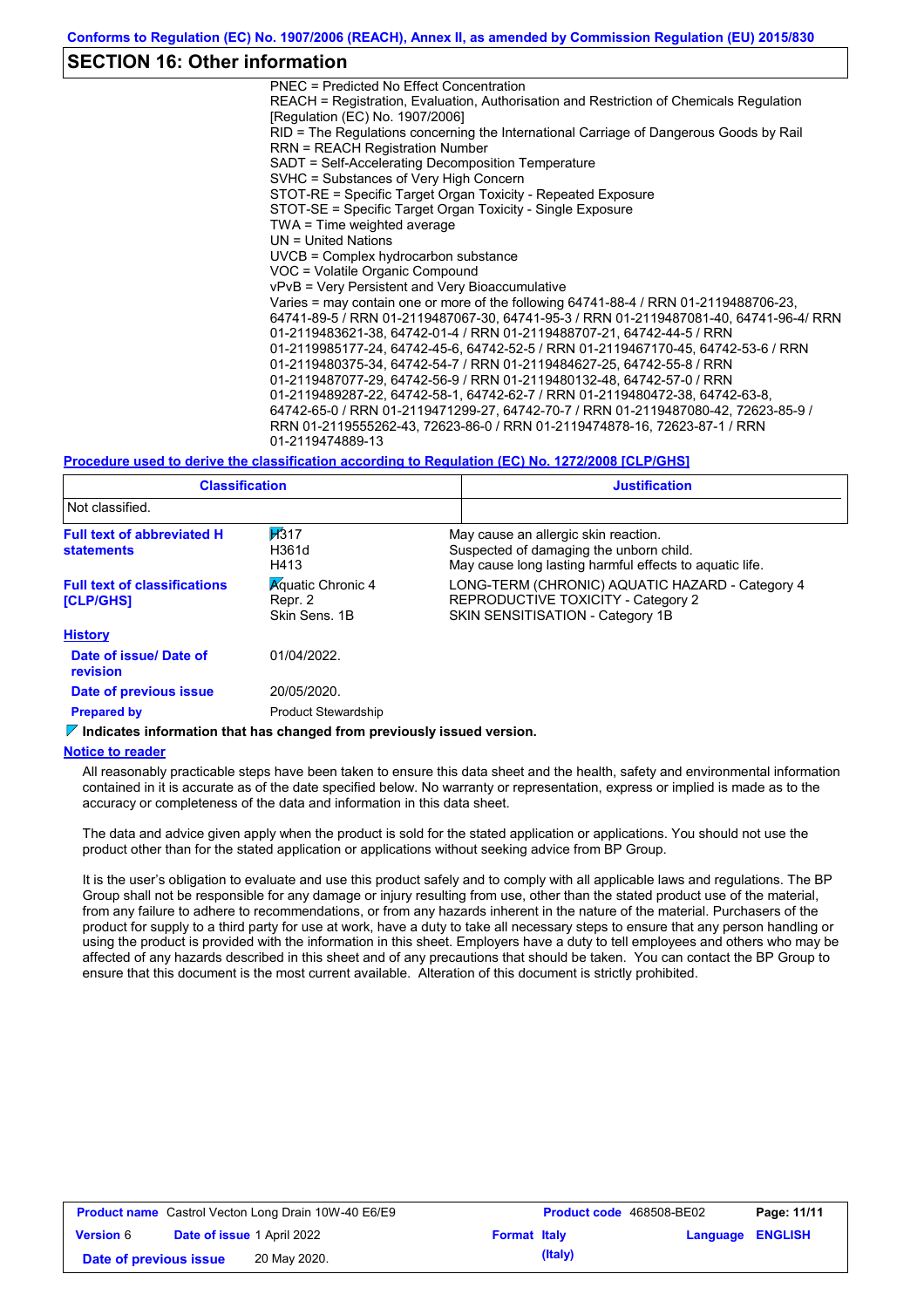## SECTION 16: Other information

PNEC = Predicted No Effect Concentration
REACH = Registration, Evaluation, Authorisation and Restriction of Chemicals Regulation [Regulation (EC) No. 1907/2006]
RID = The Regulations concerning the International Carriage of Dangerous Goods by Rail
RRN = REACH Registration Number
SADT = Self-Accelerating Decomposition Temperature
SVHC = Substances of Very High Concern
STOT-RE = Specific Target Organ Toxicity - Repeated Exposure
STOT-SE = Specific Target Organ Toxicity - Single Exposure
TWA = Time weighted average
UN = United Nations
UVCB = Complex hydrocarbon substance
VOC = Volatile Organic Compound
vPvB = Very Persistent and Very Bioaccumulative
Varies = may contain one or more of the following 64741-88-4 / RRN 01-2119488706-23, 64741-89-5 / RRN 01-2119487067-30, 64741-95-3 / RRN 01-2119487081-40, 64741-96-4/ RRN 01-2119483621-38, 64742-01-4 / RRN 01-2119488707-21, 64742-44-5 / RRN 01-2119985177-24, 64742-45-6, 64742-52-5 / RRN 01-2119467170-45, 64742-53-6 / RRN 01-2119480375-34, 64742-54-7 / RRN 01-2119484627-25, 64742-55-8 / RRN 01-2119487077-29, 64742-56-9 / RRN 01-2119480132-48, 64742-57-0 / RRN 01-2119489287-22, 64742-58-1, 64742-62-7 / RRN 01-2119480472-38, 64742-63-8, 64742-65-0 / RRN 01-2119471299-27, 64742-70-7 / RRN 01-2119487080-42, 72623-85-9 / RRN 01-2119555262-43, 72623-86-0 / RRN 01-2119474878-16, 72623-87-1 / RRN 01-2119474889-13

**Procedure used to derive the classification according to Regulation (EC) No. 1272/2008 [CLP/GHS]**

| Classification | Justification |
|---|---|
| Not classified. | |

**Full text of abbreviated H statements**

| | |
|---|---|
| H317 | May cause an allergic skin reaction. |
| H361d | Suspected of damaging the unborn child. |
| H413 | May cause long lasting harmful effects to aquatic life. |

**Full text of classifications [CLP/GHS]**

| | |
|---|---|
| Aquatic Chronic 4 | LONG-TERM (CHRONIC) AQUATIC HAZARD - Category 4 |
| Repr. 2 | REPRODUCTIVE TOXICITY - Category 2 |
| Skin Sens. 1B | SKIN SENSITISATION - Category 1B |

**History**

**Date of issue/ Date of revision** 01/04/2022.

**Date of previous issue** 20/05/2020.

**Prepared by** Product Stewardship

**Indicates information that has changed from previously issued version.**

**Notice to reader**

All reasonably practicable steps have been taken to ensure this data sheet and the health, safety and environmental information contained in it is accurate as of the date specified below. No warranty or representation, express or implied is made as to the accuracy or completeness of the data and information in this data sheet.

The data and advice given apply when the product is sold for the stated application or applications. You should not use the product other than for the stated application or applications without seeking advice from BP Group.

It is the user's obligation to evaluate and use this product safely and to comply with all applicable laws and regulations. The BP Group shall not be responsible for any damage or injury resulting from use, other than the stated product use of the material, from any failure to adhere to recommendations, or from any hazards inherent in the nature of the material. Purchasers of the product for supply to a third party for use at work, have a duty to take all necessary steps to ensure that any person handling or using the product is provided with the information in this sheet. Employers have a duty to tell employees and others who may be affected of any hazards described in this sheet and of any precautions that should be taken. You can contact the BP Group to ensure that this document is the most current available. Alteration of this document is strictly prohibited.